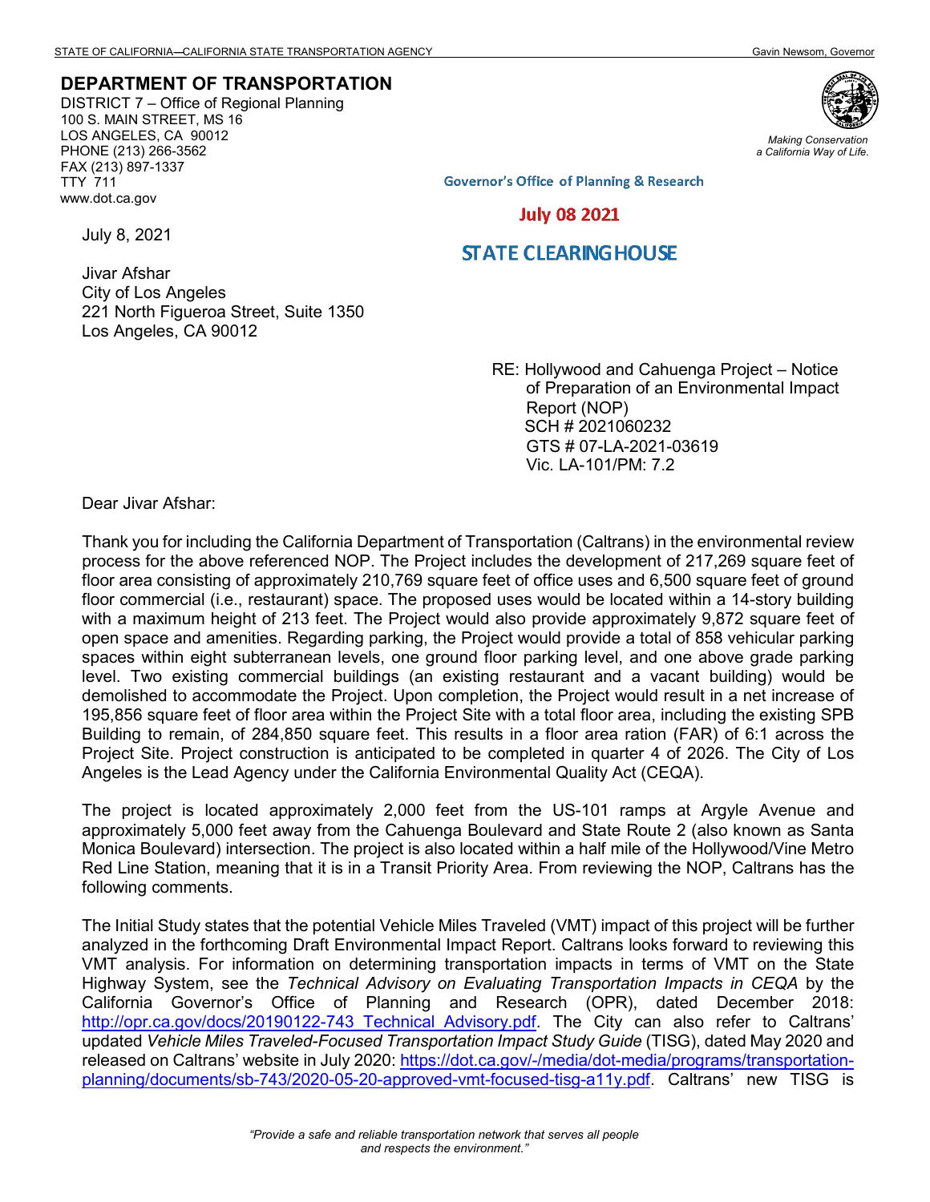STATE OF CALIFORNIA—CALIFORNIA STATE TRANSPORTATION AGENCY Gavin Newsom, Governor

**DEPARTMENT OF TRANSPORTATION**

DISTRICT 7 – Office of Regional Planning
100 S. MAIN STREET, MS 16
LOS ANGELES, CA 90012
PHONE (213) 266-3562
FAX (213) 897-1337
TTY 711
www.dot.ca.gov

*Making Conservation a California Way of Life.*

Governor's Office of Planning & Research

July 08 2021

STATE CLEARINGHOUSE

July 8, 2021

Jivar Afshar
City of Los Angeles
221 North Figueroa Street, Suite 1350
Los Angeles, CA 90012

RE: Hollywood and Cahuenga Project – Notice of Preparation of an Environmental Impact Report (NOP)
SCH # 2021060232
GTS # 07-LA-2021-03619
Vic. LA-101/PM: 7.2

Dear Jivar Afshar:

Thank you for including the California Department of Transportation (Caltrans) in the environmental review process for the above referenced NOP. The Project includes the development of 217,269 square feet of floor area consisting of approximately 210,769 square feet of office uses and 6,500 square feet of ground floor commercial (i.e., restaurant) space. The proposed uses would be located within a 14-story building with a maximum height of 213 feet. The Project would also provide approximately 9,872 square feet of open space and amenities. Regarding parking, the Project would provide a total of 858 vehicular parking spaces within eight subterranean levels, one ground floor parking level, and one above grade parking level. Two existing commercial buildings (an existing restaurant and a vacant building) would be demolished to accommodate the Project. Upon completion, the Project would result in a net increase of 195,856 square feet of floor area within the Project Site with a total floor area, including the existing SPB Building to remain, of 284,850 square feet. This results in a floor area ration (FAR) of 6:1 across the Project Site. Project construction is anticipated to be completed in quarter 4 of 2026. The City of Los Angeles is the Lead Agency under the California Environmental Quality Act (CEQA).

The project is located approximately 2,000 feet from the US-101 ramps at Argyle Avenue and approximately 5,000 feet away from the Cahuenga Boulevard and State Route 2 (also known as Santa Monica Boulevard) intersection. The project is also located within a half mile of the Hollywood/Vine Metro Red Line Station, meaning that it is in a Transit Priority Area. From reviewing the NOP, Caltrans has the following comments.

The Initial Study states that the potential Vehicle Miles Traveled (VMT) impact of this project will be further analyzed in the forthcoming Draft Environmental Impact Report. Caltrans looks forward to reviewing this VMT analysis. For information on determining transportation impacts in terms of VMT on the State Highway System, see the *Technical Advisory on Evaluating Transportation Impacts in CEQA* by the California Governor's Office of Planning and Research (OPR), dated December 2018: http://opr.ca.gov/docs/20190122-743_Technical_Advisory.pdf. The City can also refer to Caltrans' updated *Vehicle Miles Traveled-Focused Transportation Impact Study Guide* (TISG), dated May 2020 and released on Caltrans' website in July 2020: https://dot.ca.gov/-/media/dot-media/programs/transportation-planning/documents/sb-743/2020-05-20-approved-vmt-focused-tisg-a11y.pdf. Caltrans' new TISG is

*"Provide a safe and reliable transportation network that serves all people and respects the environment."*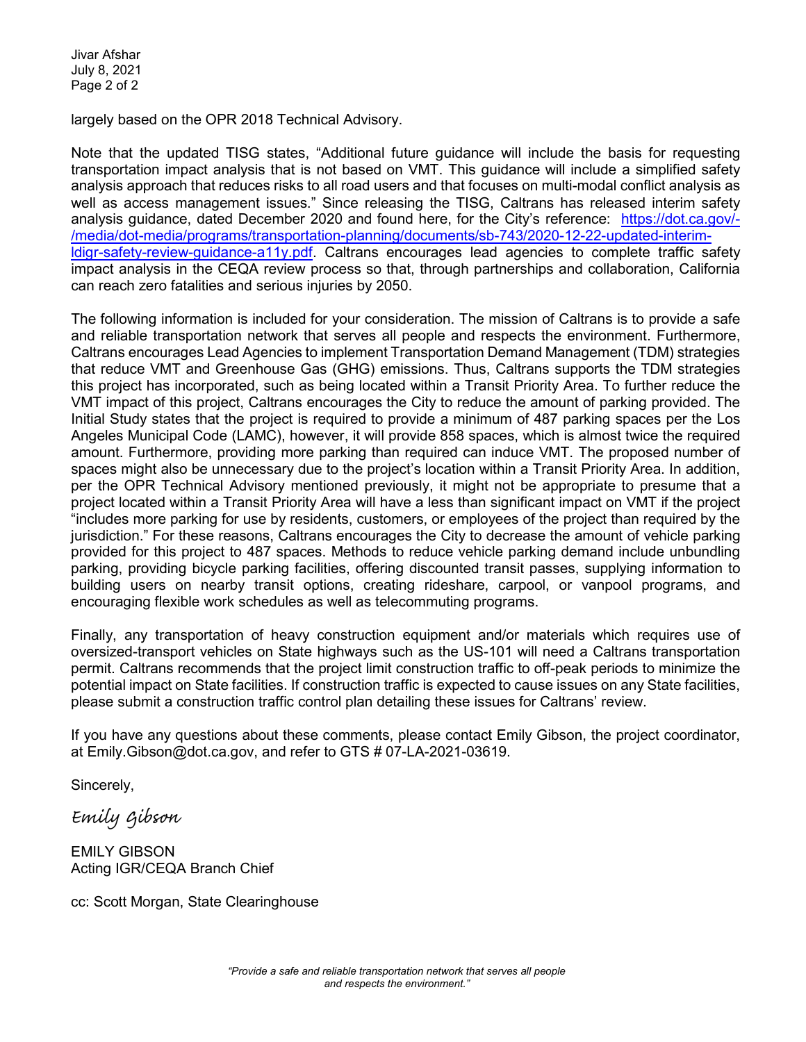largely based on the OPR 2018 Technical Advisory.

Note that the updated TISG states, "Additional future guidance will include the basis for requesting transportation impact analysis that is not based on VMT. This guidance will include a simplified safety analysis approach that reduces risks to all road users and that focuses on multi-modal conflict analysis as well as access management issues." Since releasing the TISG, Caltrans has released interim safety analysis guidance, dated December 2020 and found here, for the City's reference: https://dot.ca.gov/-/media/dot-media/programs/transportation-planning/documents/sb-743/2020-12-22-updated-interim-ldigr-safety-review-guidance-a11y.pdf. Caltrans encourages lead agencies to complete traffic safety impact analysis in the CEQA review process so that, through partnerships and collaboration, California can reach zero fatalities and serious injuries by 2050.

The following information is included for your consideration. The mission of Caltrans is to provide a safe and reliable transportation network that serves all people and respects the environment. Furthermore, Caltrans encourages Lead Agencies to implement Transportation Demand Management (TDM) strategies that reduce VMT and Greenhouse Gas (GHG) emissions. Thus, Caltrans supports the TDM strategies this project has incorporated, such as being located within a Transit Priority Area. To further reduce the VMT impact of this project, Caltrans encourages the City to reduce the amount of parking provided. The Initial Study states that the project is required to provide a minimum of 487 parking spaces per the Los Angeles Municipal Code (LAMC), however, it will provide 858 spaces, which is almost twice the required amount. Furthermore, providing more parking than required can induce VMT. The proposed number of spaces might also be unnecessary due to the project's location within a Transit Priority Area. In addition, per the OPR Technical Advisory mentioned previously, it might not be appropriate to presume that a project located within a Transit Priority Area will have a less than significant impact on VMT if the project "includes more parking for use by residents, customers, or employees of the project than required by the jurisdiction." For these reasons, Caltrans encourages the City to decrease the amount of vehicle parking provided for this project to 487 spaces. Methods to reduce vehicle parking demand include unbundling parking, providing bicycle parking facilities, offering discounted transit passes, supplying information to building users on nearby transit options, creating rideshare, carpool, or vanpool programs, and encouraging flexible work schedules as well as telecommuting programs.

Finally, any transportation of heavy construction equipment and/or materials which requires use of oversized-transport vehicles on State highways such as the US-101 will need a Caltrans transportation permit. Caltrans recommends that the project limit construction traffic to off-peak periods to minimize the potential impact on State facilities. If construction traffic is expected to cause issues on any State facilities, please submit a construction traffic control plan detailing these issues for Caltrans' review.

If you have any questions about these comments, please contact Emily Gibson, the project coordinator, at Emily.Gibson@dot.ca.gov, and refer to GTS # 07-LA-2021-03619.

Sincerely,

*Emily Gibson*

EMILY GIBSON
Acting IGR/CEQA Branch Chief

cc: Scott Morgan, State Clearinghouse